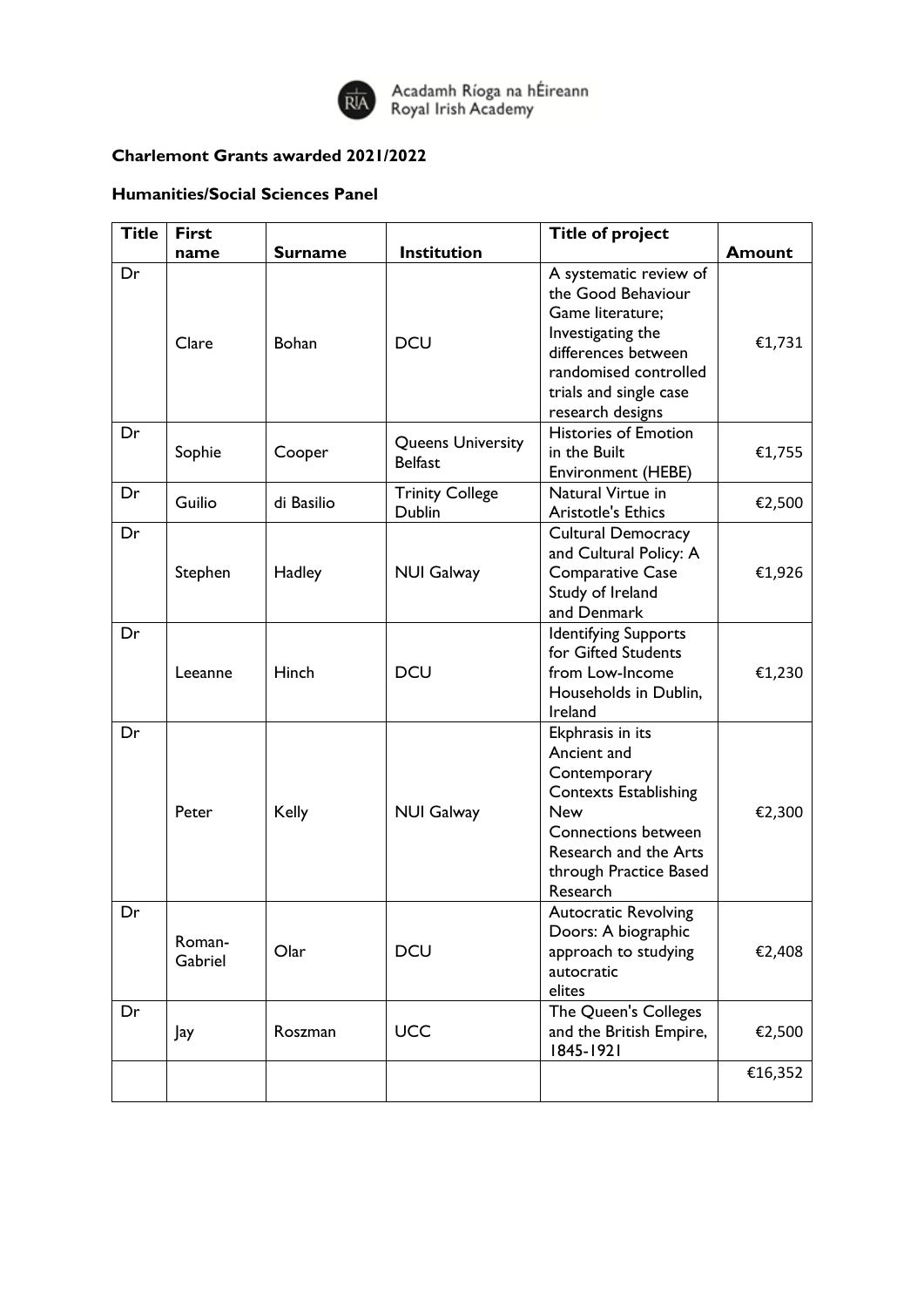Acadamh Ríoga na hÉireann
Royal Irish Academy

**Charlemont Grants awarded 2021/2022**

**Humanities/Social Sciences Panel**

| Title | First name | Surname | Institution | Title of project | Amount |
|---|---|---|---|---|---|
| Dr | Clare | Bohan | DCU | A systematic review of the Good Behaviour Game literature; Investigating the differences between randomised controlled trials and single case research designs | €1,731 |
| Dr | Sophie | Cooper | Queens University Belfast | Histories of Emotion in the Built Environment (HEBE) | €1,755 |
| Dr | Guilio | di Basilio | Trinity College Dublin | Natural Virtue in Aristotle's Ethics | €2,500 |
| Dr | Stephen | Hadley | NUI Galway | Cultural Democracy and Cultural Policy: A Comparative Case Study of Ireland and Denmark | €1,926 |
| Dr | Leeanne | Hinch | DCU | Identifying Supports for Gifted Students from Low-Income Households in Dublin, Ireland | €1,230 |
| Dr | Peter | Kelly | NUI Galway | Ekphrasis in its Ancient and Contemporary Contexts Establishing New Connections between Research and the Arts through Practice Based Research | €2,300 |
| Dr | Roman-Gabriel | Olar | DCU | Autocratic Revolving Doors: A biographic approach to studying autocratic elites | €2,408 |
| Dr | Jay | Roszman | UCC | The Queen's Colleges and the British Empire, 1845-1921 | €2,500 |
| | | | | | €16,352 |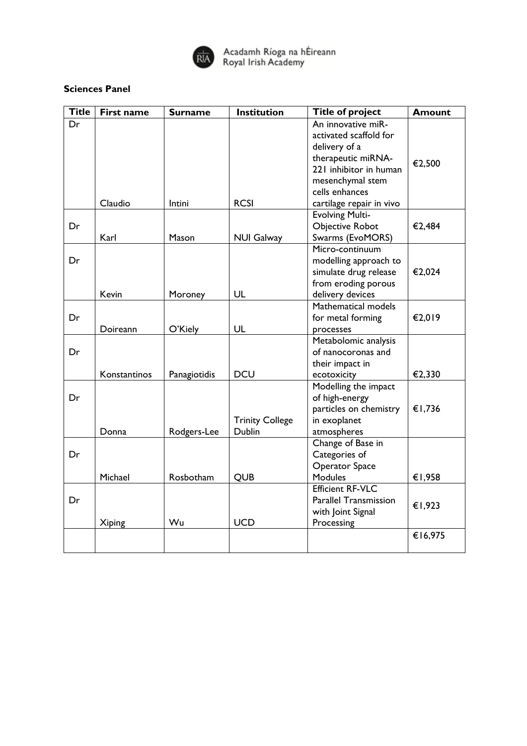**Sciences Panel**

| Title | First name | Surname | Institution | Title of project | Amount |
|---|---|---|---|---|---|
| Dr | Claudio | Intini | RCSI | An innovative miR-activated scaffold for delivery of a therapeutic miRNA-221 inhibitor in human mesenchymal stem cells enhances cartilage repair in vivo | €2,500 |
| Dr | Karl | Mason | NUI Galway | Evolving Multi-Objective Robot Swarms (EvoMORS) | €2,484 |
| Dr | Kevin | Moroney | UL | Micro-continuum modelling approach to simulate drug release from eroding porous delivery devices | €2,024 |
| Dr | Doireann | O'Kiely | UL | Mathematical models for metal forming processes | €2,019 |
| Dr | Konstantinos | Panagiotidis | DCU | Metabolomic analysis of nanocoronas and their impact in ecotoxicity | €2,330 |
| Dr | Donna | Rodgers-Lee | Trinity College Dublin | Modelling the impact of high-energy particles on chemistry in exoplanet atmospheres | €1,736 |
| Dr | Michael | Rosbotham | QUB | Change of Base in Categories of Operator Space Modules | €1,958 |
| Dr | Xiping | Wu | UCD | Efficient RF-VLC Parallel Transmission with Joint Signal Processing | €1,923 |
| | | | | | €16,975 |